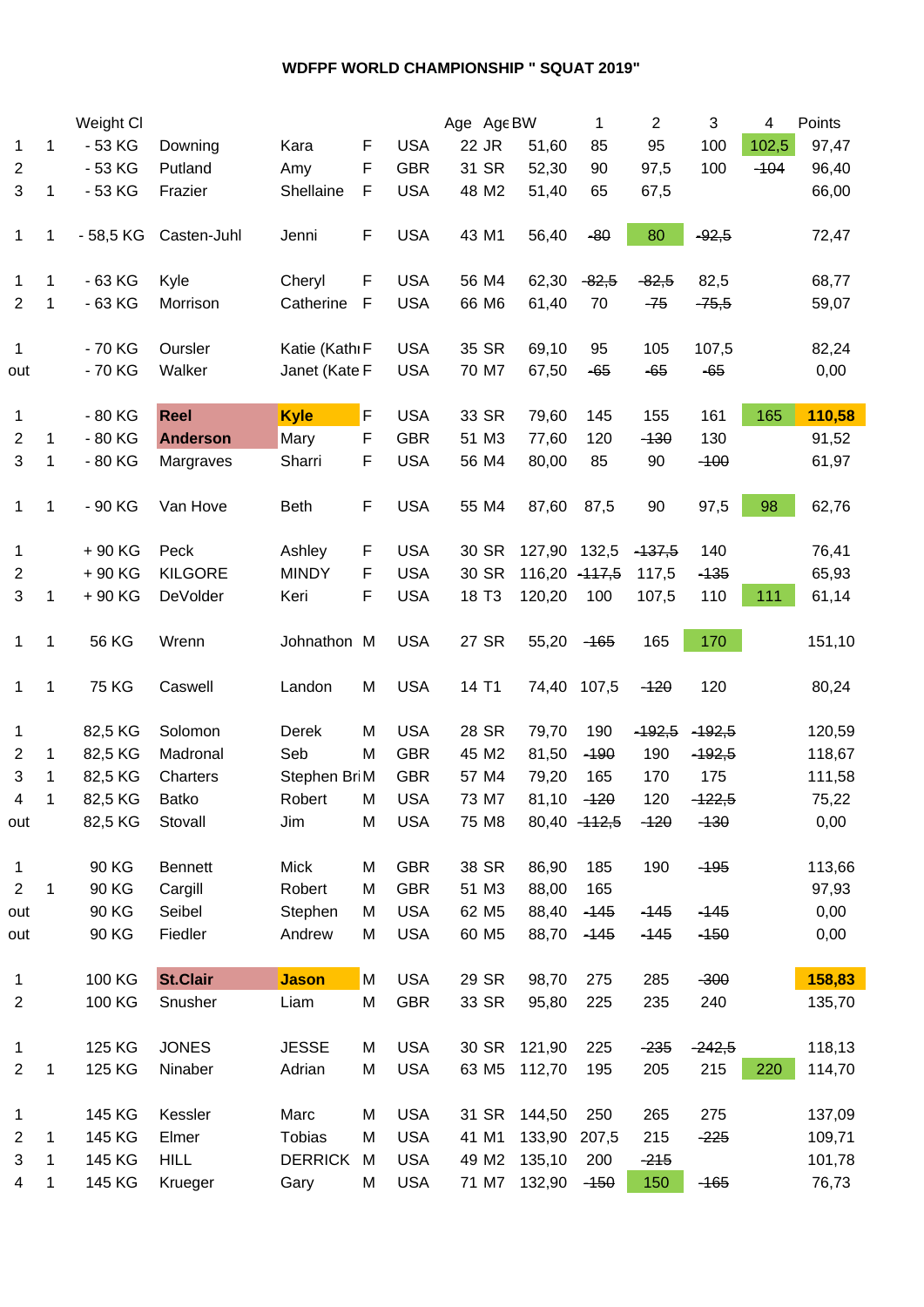# WDFPF WORLD CHAMPIONSHIP " SQUAT 2019"

| | | Weight Cl | | | | | Age | Age | BW | 1 | 2 | 3 | 4 | Points |
|---|---|---|---|---|---|---|---|---|---|---|---|---|---|---|
| 1 | 1 | - 53 KG | Downing | Kara | F | USA | 22 | JR | 51,60 | 85 | 95 | 100 | 102,5 | 97,47 |
| 2 | | - 53 KG | Putland | Amy | F | GBR | 31 | SR | 52,30 | 90 | 97,5 | 100 | ~~104~~ | 96,40 |
| 3 | 1 | - 53 KG | Frazier | Shellaine | F | USA | 48 | M2 | 51,40 | 65 | 67,5 | | | 66,00 |
| 1 | 1 | - 58,5 KG | Casten-Juhl | Jenni | F | USA | 43 | M1 | 56,40 | ~~80~~ | 80 | ~~92,5~~ | | 72,47 |
| 1 | 1 | - 63 KG | Kyle | Cheryl | F | USA | 56 | M4 | 62,30 | ~~82,5~~ | ~~82,5~~ | 82,5 | | 68,77 |
| 2 | 1 | - 63 KG | Morrison | Catherine | F | USA | 66 | M6 | 61,40 | 70 | ~~75~~ | ~~75,5~~ | | 59,07 |
| 1 | | - 70 KG | Oursler | Katie (Kathı | F | USA | 35 | SR | 69,10 | 95 | 105 | 107,5 | | 82,24 |
| out | | - 70 KG | Walker | Janet (Kate | F | USA | 70 | M7 | 67,50 | ~~65~~ | ~~65~~ | ~~65~~ | | 0,00 |
| 1 | | - 80 KG | **Reel** | **Kyle** | F | USA | 33 | SR | 79,60 | 145 | 155 | 161 | 165 | **110,58** |
| 2 | 1 | - 80 KG | **Anderson** | Mary | F | GBR | 51 | M3 | 77,60 | 120 | ~~130~~ | 130 | | 91,52 |
| 3 | 1 | - 80 KG | Margraves | Sharri | F | USA | 56 | M4 | 80,00 | 85 | 90 | ~~100~~ | | 61,97 |
| 1 | 1 | - 90 KG | Van Hove | Beth | F | USA | 55 | M4 | 87,60 | 87,5 | 90 | 97,5 | 98 | 62,76 |
| 1 | | + 90 KG | Peck | Ashley | F | USA | 30 | SR | 127,90 | 132,5 | ~~137,5~~ | 140 | | 76,41 |
| 2 | | + 90 KG | KILGORE | MINDY | F | USA | 30 | SR | 116,20 | ~~117,5~~ | 117,5 | ~~135~~ | | 65,93 |
| 3 | 1 | + 90 KG | DeVolder | Keri | F | USA | 18 | T3 | 120,20 | 100 | 107,5 | 110 | 111 | 61,14 |
| 1 | 1 | 56 KG | Wrenn | Johnathon | M | USA | 27 | SR | 55,20 | ~~165~~ | 165 | 170 | | 151,10 |
| 1 | 1 | 75 KG | Caswell | Landon | M | USA | 14 | T1 | 74,40 | 107,5 | ~~120~~ | 120 | | 80,24 |
| 1 | | 82,5 KG | Solomon | Derek | M | USA | 28 | SR | 79,70 | 190 | ~~192,5~~ | ~~192,5~~ | | 120,59 |
| 2 | 1 | 82,5 KG | Madronal | Seb | M | GBR | 45 | M2 | 81,50 | ~~190~~ | 190 | ~~192,5~~ | | 118,67 |
| 3 | 1 | 82,5 KG | Charters | Stephen Bri | M | GBR | 57 | M4 | 79,20 | 165 | 170 | 175 | | 111,58 |
| 4 | 1 | 82,5 KG | Batko | Robert | M | USA | 73 | M7 | 81,10 | ~~120~~ | 120 | ~~122,5~~ | | 75,22 |
| out | | 82,5 KG | Stovall | Jim | M | USA | 75 | M8 | 80,40 | ~~112,5~~ | ~~120~~ | ~~130~~ | | 0,00 |
| 1 | | 90 KG | Bennett | Mick | M | GBR | 38 | SR | 86,90 | 185 | 190 | ~~195~~ | | 113,66 |
| 2 | 1 | 90 KG | Cargill | Robert | M | GBR | 51 | M3 | 88,00 | 165 | | | | 97,93 |
| out | | 90 KG | Seibel | Stephen | M | USA | 62 | M5 | 88,40 | ~~145~~ | ~~145~~ | ~~145~~ | | 0,00 |
| out | | 90 KG | Fiedler | Andrew | M | USA | 60 | M5 | 88,70 | ~~145~~ | ~~145~~ | ~~150~~ | | 0,00 |
| 1 | | 100 KG | **St.Clair** | **Jason** | M | USA | 29 | SR | 98,70 | 275 | 285 | ~~300~~ | | **158,83** |
| 2 | | 100 KG | Snusher | Liam | M | GBR | 33 | SR | 95,80 | 225 | 235 | 240 | | 135,70 |
| 1 | | 125 KG | JONES | JESSE | M | USA | 30 | SR | 121,90 | 225 | ~~235~~ | ~~242,5~~ | | 118,13 |
| 2 | 1 | 125 KG | Ninaber | Adrian | M | USA | 63 | M5 | 112,70 | 195 | 205 | 215 | 220 | 114,70 |
| 1 | | 145 KG | Kessler | Marc | M | USA | 31 | SR | 144,50 | 250 | 265 | 275 | | 137,09 |
| 2 | 1 | 145 KG | Elmer | Tobias | M | USA | 41 | M1 | 133,90 | 207,5 | 215 | ~~225~~ | | 109,71 |
| 3 | 1 | 145 KG | HILL | DERRICK | M | USA | 49 | M2 | 135,10 | 200 | ~~215~~ | | | 101,78 |
| 4 | 1 | 145 KG | Krueger | Gary | M | USA | 71 | M7 | 132,90 | ~~150~~ | 150 | ~~165~~ | | 76,73 |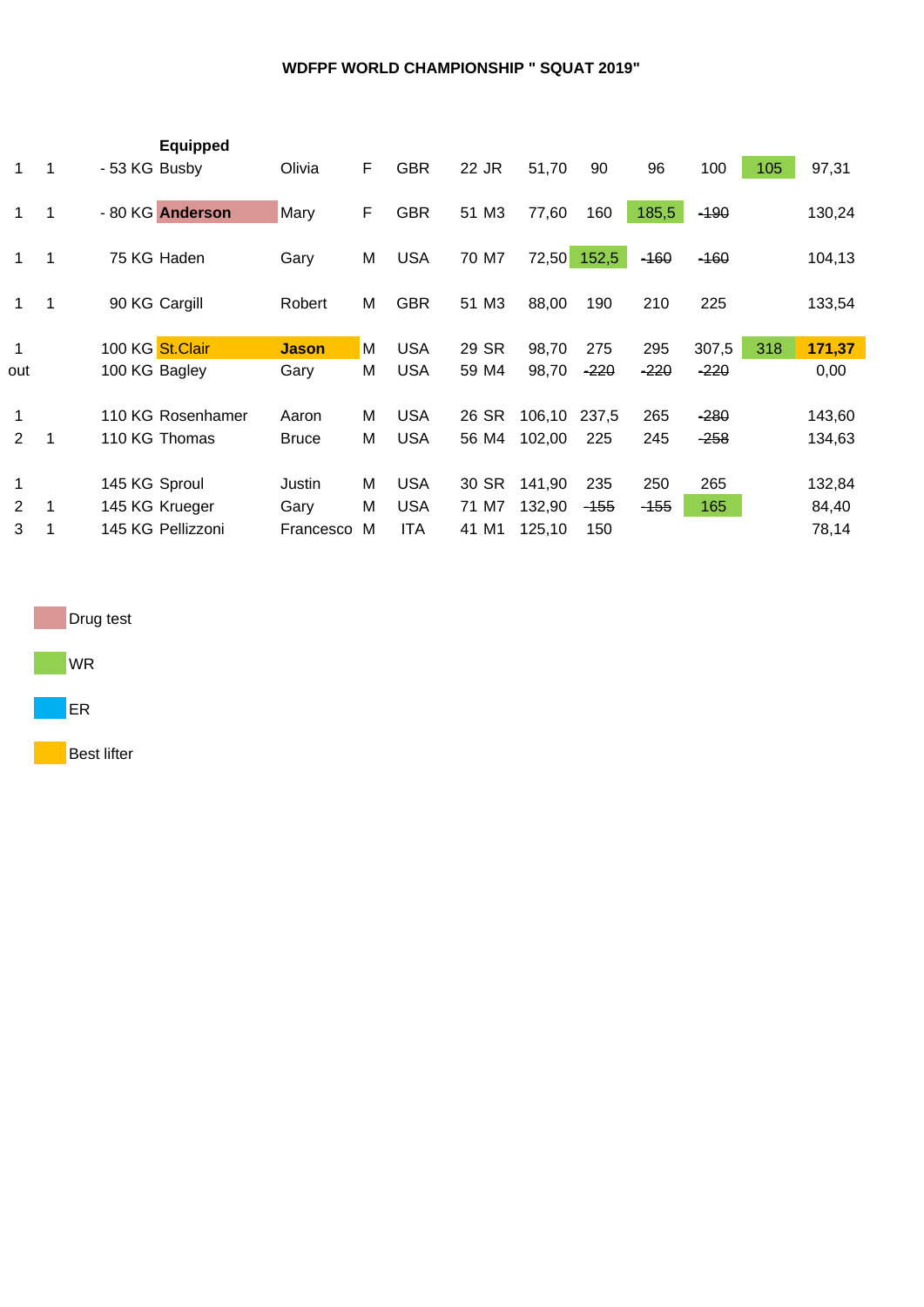### WDFPF WORLD CHAMPIONSHIP " SQUAT 2019"

| | | | | | | | | | | | | | | |
|---|---|---|---|---|---|---|---|---|---|---|---|---|---|---|
| | | | **Equipped** | | | | | | | | | | | |
| 1 | 1 | - 53 KG | Busby | Olivia | F | GBR | 22 | JR | 51,70 | 90 | 96 | 100 | 105 | 97,31 |
| 1 | 1 | - 80 KG | **Anderson** | Mary | F | GBR | 51 | M3 | 77,60 | 160 | 185,5 | ~~-190~~ | | 130,24 |
| 1 | 1 | 75 KG | Haden | Gary | M | USA | 70 | M7 | 72,50 | 152,5 | ~~-160~~ | ~~-160~~ | | 104,13 |
| 1 | 1 | 90 KG | Cargill | Robert | M | GBR | 51 | M3 | 88,00 | 190 | 210 | 225 | | 133,54 |
| 1 | | 100 KG | St.Clair | **Jason** | M | USA | 29 | SR | 98,70 | 275 | 295 | 307,5 | 318 | **171,37** |
| out | | 100 KG | Bagley | Gary | M | USA | 59 | M4 | 98,70 | ~~-220~~ | ~~-220~~ | ~~-220~~ | | 0,00 |
| 1 | | 110 KG | Rosenhamer | Aaron | M | USA | 26 | SR | 106,10 | 237,5 | 265 | ~~-280~~ | | 143,60 |
| 2 | 1 | 110 KG | Thomas | Bruce | M | USA | 56 | M4 | 102,00 | 225 | 245 | ~~-258~~ | | 134,63 |
| 1 | | 145 KG | Sproul | Justin | M | USA | 30 | SR | 141,90 | 235 | 250 | 265 | | 132,84 |
| 2 | 1 | 145 KG | Krueger | Gary | M | USA | 71 | M7 | 132,90 | ~~-155~~ | ~~-155~~ | 165 | | 84,40 |
| 3 | 1 | 145 KG | Pellizzoni | Francesco | M | ITA | 41 | M1 | 125,10 | 150 | | | | 78,14 |

Drug test

WR

ER

Best lifter